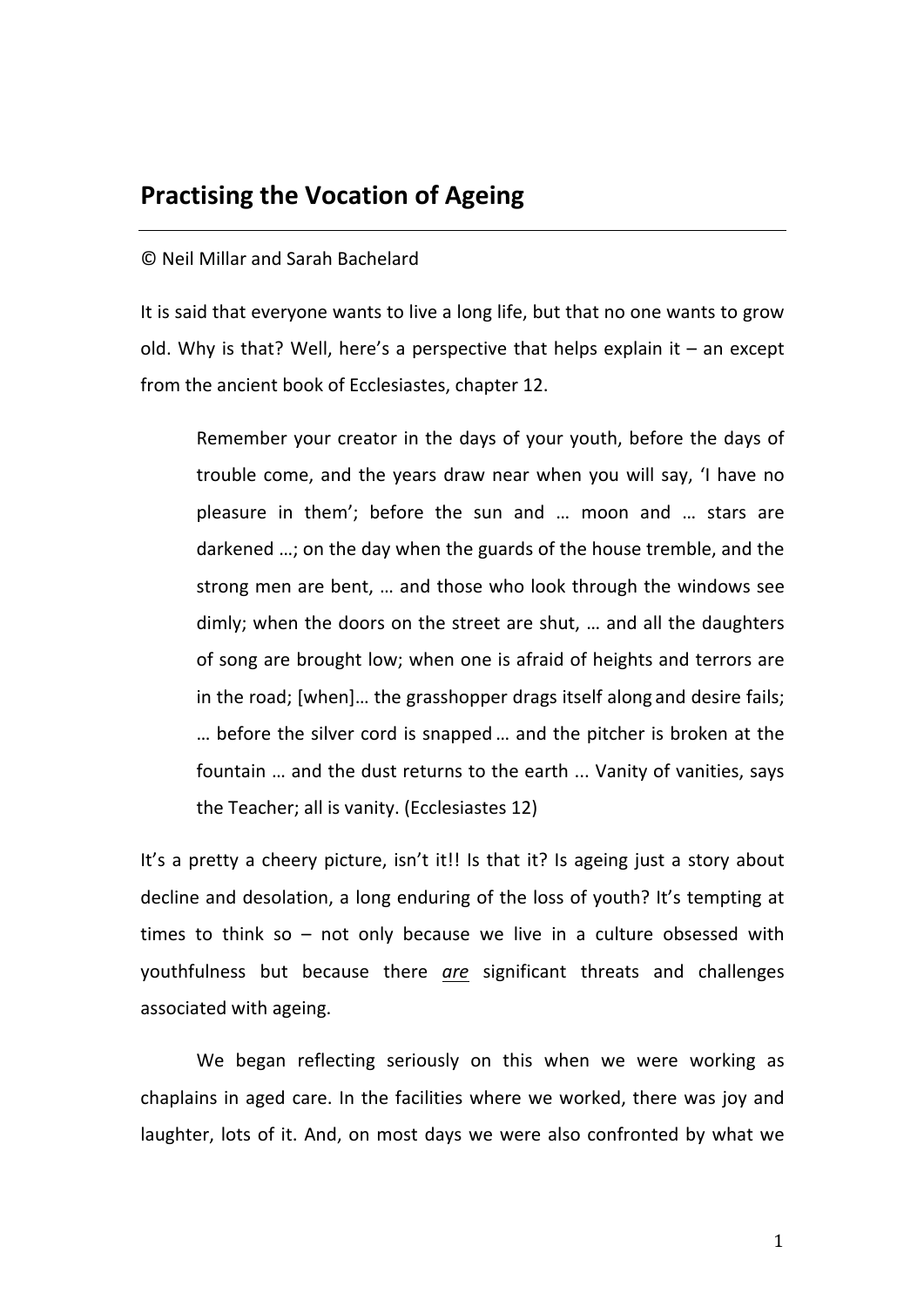# Practising the Vocation of Ageing

© Neil Millar and Sarah Bachelard

It is said that everyone wants to live a long life, but that no one wants to grow old. Why is that? Well, here's a perspective that helps explain it – an except from the ancient book of Ecclesiastes, chapter 12.

> Remember your creator in the days of your youth, before the days of trouble come, and the years draw near when you will say, 'I have no pleasure in them'; before the sun and … moon and … stars are darkened …; on the day when the guards of the house tremble, and the strong men are bent, … and those who look through the windows see dimly; when the doors on the street are shut, … and all the daughters of song are brought low; when one is afraid of heights and terrors are in the road; [when]… the grasshopper drags itself along and desire fails; … before the silver cord is snapped … and the pitcher is broken at the fountain … and the dust returns to the earth ... Vanity of vanities, says the Teacher; all is vanity. (Ecclesiastes 12)

It's a pretty a cheery picture, isn't it!! Is that it? Is ageing just a story about decline and desolation, a long enduring of the loss of youth? It's tempting at times to think so – not only because we live in a culture obsessed with youthfulness but because there ***are*** significant threats and challenges associated with ageing.

We began reflecting seriously on this when we were working as chaplains in aged care. In the facilities where we worked, there was joy and laughter, lots of it. And, on most days we were also confronted by what we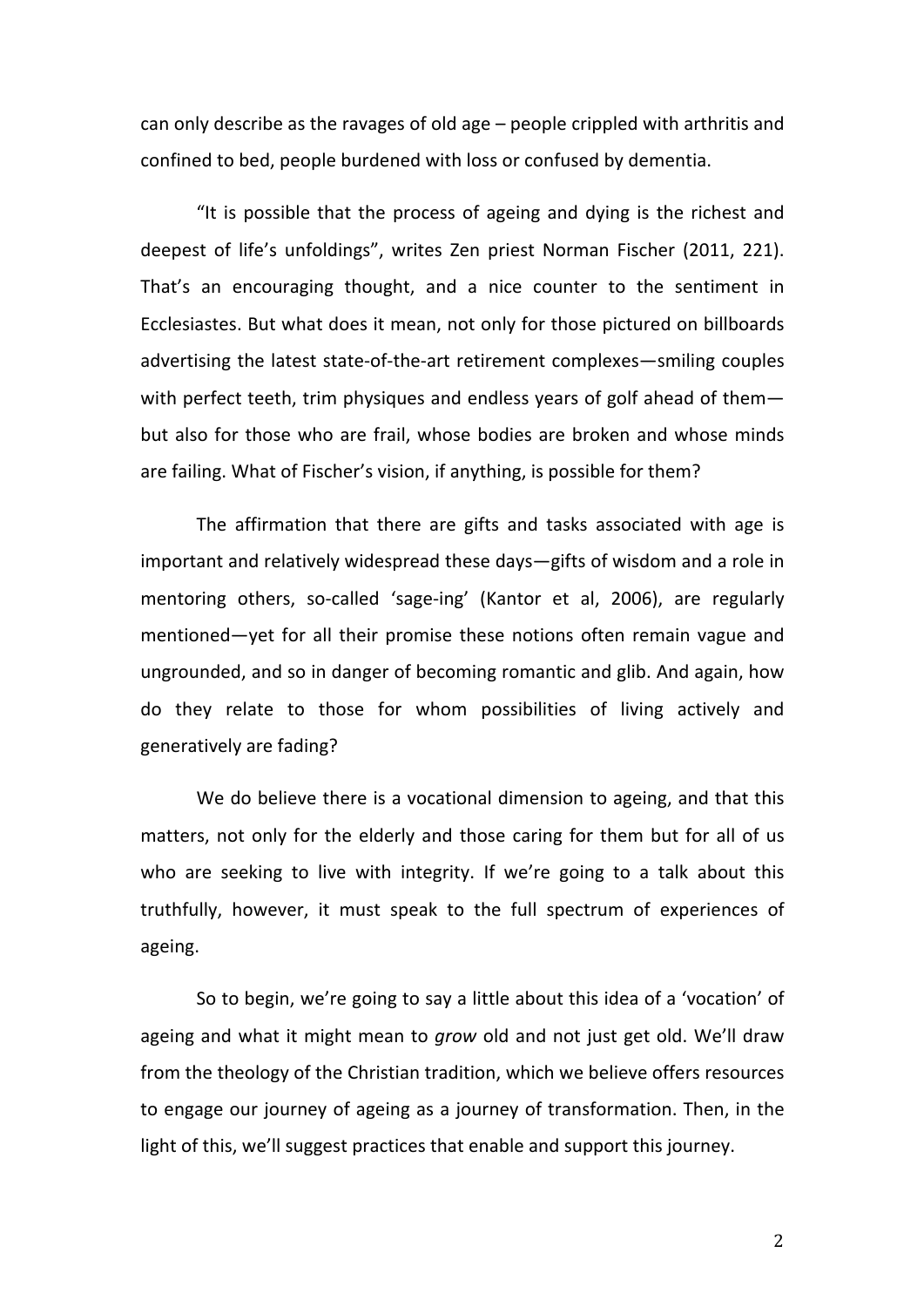can only describe as the ravages of old age – people crippled with arthritis and confined to bed, people burdened with loss or confused by dementia.

"It is possible that the process of ageing and dying is the richest and deepest of life's unfoldings", writes Zen priest Norman Fischer (2011, 221). That's an encouraging thought, and a nice counter to the sentiment in Ecclesiastes. But what does it mean, not only for those pictured on billboards advertising the latest state-of-the-art retirement complexes—smiling couples with perfect teeth, trim physiques and endless years of golf ahead of them—but also for those who are frail, whose bodies are broken and whose minds are failing. What of Fischer's vision, if anything, is possible for them?

The affirmation that there are gifts and tasks associated with age is important and relatively widespread these days—gifts of wisdom and a role in mentoring others, so-called 'sage-ing' (Kantor et al, 2006), are regularly mentioned—yet for all their promise these notions often remain vague and ungrounded, and so in danger of becoming romantic and glib. And again, how do they relate to those for whom possibilities of living actively and generatively are fading?

We do believe there is a vocational dimension to ageing, and that this matters, not only for the elderly and those caring for them but for all of us who are seeking to live with integrity. If we're going to a talk about this truthfully, however, it must speak to the full spectrum of experiences of ageing.

So to begin, we're going to say a little about this idea of a 'vocation' of ageing and what it might mean to *grow* old and not just get old. We'll draw from the theology of the Christian tradition, which we believe offers resources to engage our journey of ageing as a journey of transformation. Then, in the light of this, we'll suggest practices that enable and support this journey.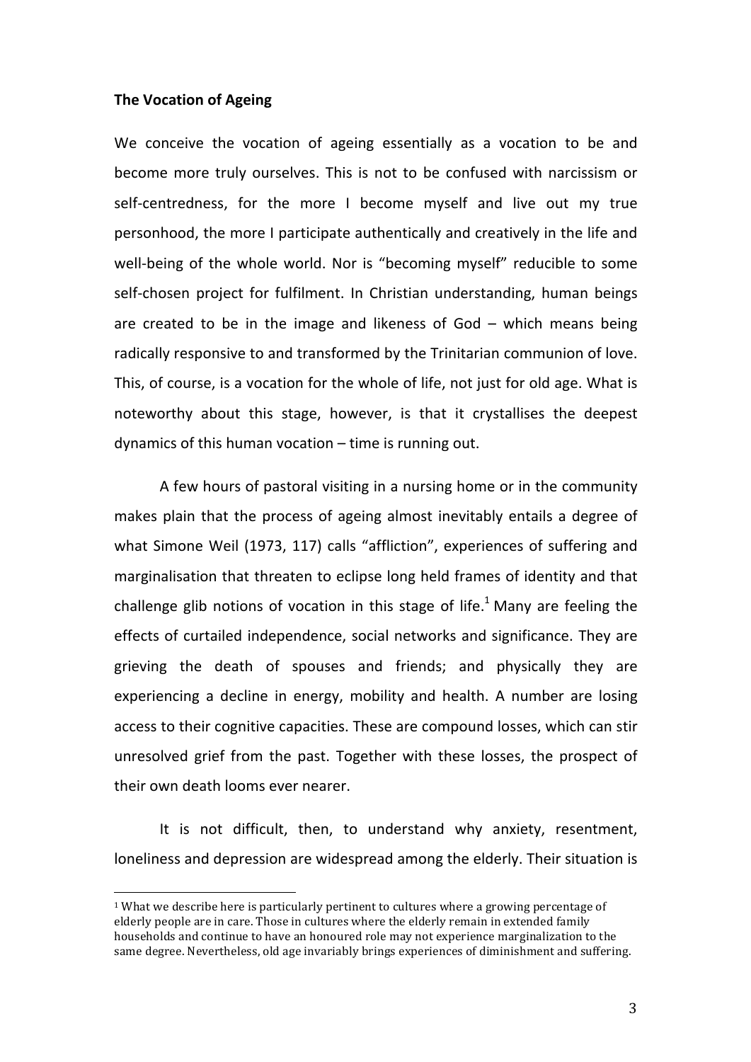**The Vocation of Ageing**

We conceive the vocation of ageing essentially as a vocation to be and become more truly ourselves. This is not to be confused with narcissism or self-centredness, for the more I become myself and live out my true personhood, the more I participate authentically and creatively in the life and well-being of the whole world. Nor is "becoming myself" reducible to some self-chosen project for fulfilment. In Christian understanding, human beings are created to be in the image and likeness of God – which means being radically responsive to and transformed by the Trinitarian communion of love. This, of course, is a vocation for the whole of life, not just for old age. What is noteworthy about this stage, however, is that it crystallises the deepest dynamics of this human vocation – time is running out.

A few hours of pastoral visiting in a nursing home or in the community makes plain that the process of ageing almost inevitably entails a degree of what Simone Weil (1973, 117) calls "affliction", experiences of suffering and marginalisation that threaten to eclipse long held frames of identity and that challenge glib notions of vocation in this stage of life.[1] Many are feeling the effects of curtailed independence, social networks and significance. They are grieving the death of spouses and friends; and physically they are experiencing a decline in energy, mobility and health. A number are losing access to their cognitive capacities. These are compound losses, which can stir unresolved grief from the past. Together with these losses, the prospect of their own death looms ever nearer.

It is not difficult, then, to understand why anxiety, resentment, loneliness and depression are widespread among the elderly. Their situation is

[1] What we describe here is particularly pertinent to cultures where a growing percentage of elderly people are in care. Those in cultures where the elderly remain in extended family households and continue to have an honoured role may not experience marginalization to the same degree. Nevertheless, old age invariably brings experiences of diminishment and suffering.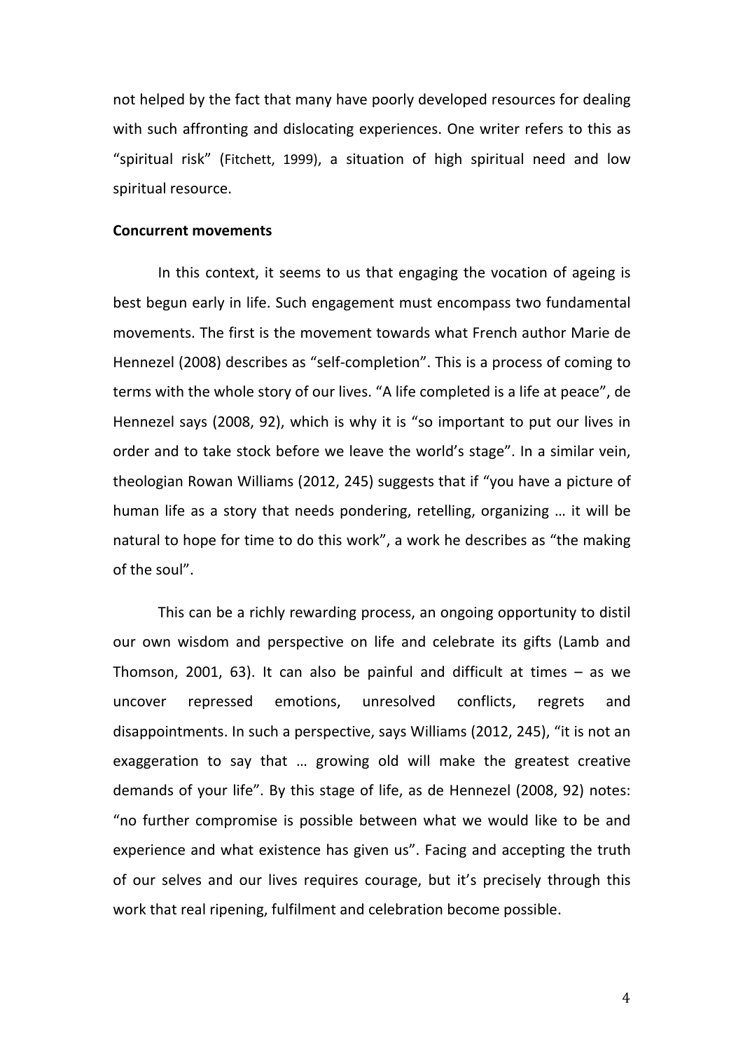not helped by the fact that many have poorly developed resources for dealing with such affronting and dislocating experiences. One writer refers to this as "spiritual risk" (Fitchett, 1999), a situation of high spiritual need and low spiritual resource.

**Concurrent movements**

In this context, it seems to us that engaging the vocation of ageing is best begun early in life. Such engagement must encompass two fundamental movements. The first is the movement towards what French author Marie de Hennezel (2008) describes as "self-completion". This is a process of coming to terms with the whole story of our lives. "A life completed is a life at peace", de Hennezel says (2008, 92), which is why it is "so important to put our lives in order and to take stock before we leave the world's stage". In a similar vein, theologian Rowan Williams (2012, 245) suggests that if "you have a picture of human life as a story that needs pondering, retelling, organizing … it will be natural to hope for time to do this work", a work he describes as "the making of the soul".

This can be a richly rewarding process, an ongoing opportunity to distil our own wisdom and perspective on life and celebrate its gifts (Lamb and Thomson, 2001, 63). It can also be painful and difficult at times – as we uncover repressed emotions, unresolved conflicts, regrets and disappointments. In such a perspective, says Williams (2012, 245), "it is not an exaggeration to say that … growing old will make the greatest creative demands of your life". By this stage of life, as de Hennezel (2008, 92) notes: "no further compromise is possible between what we would like to be and experience and what existence has given us". Facing and accepting the truth of our selves and our lives requires courage, but it's precisely through this work that real ripening, fulfilment and celebration become possible.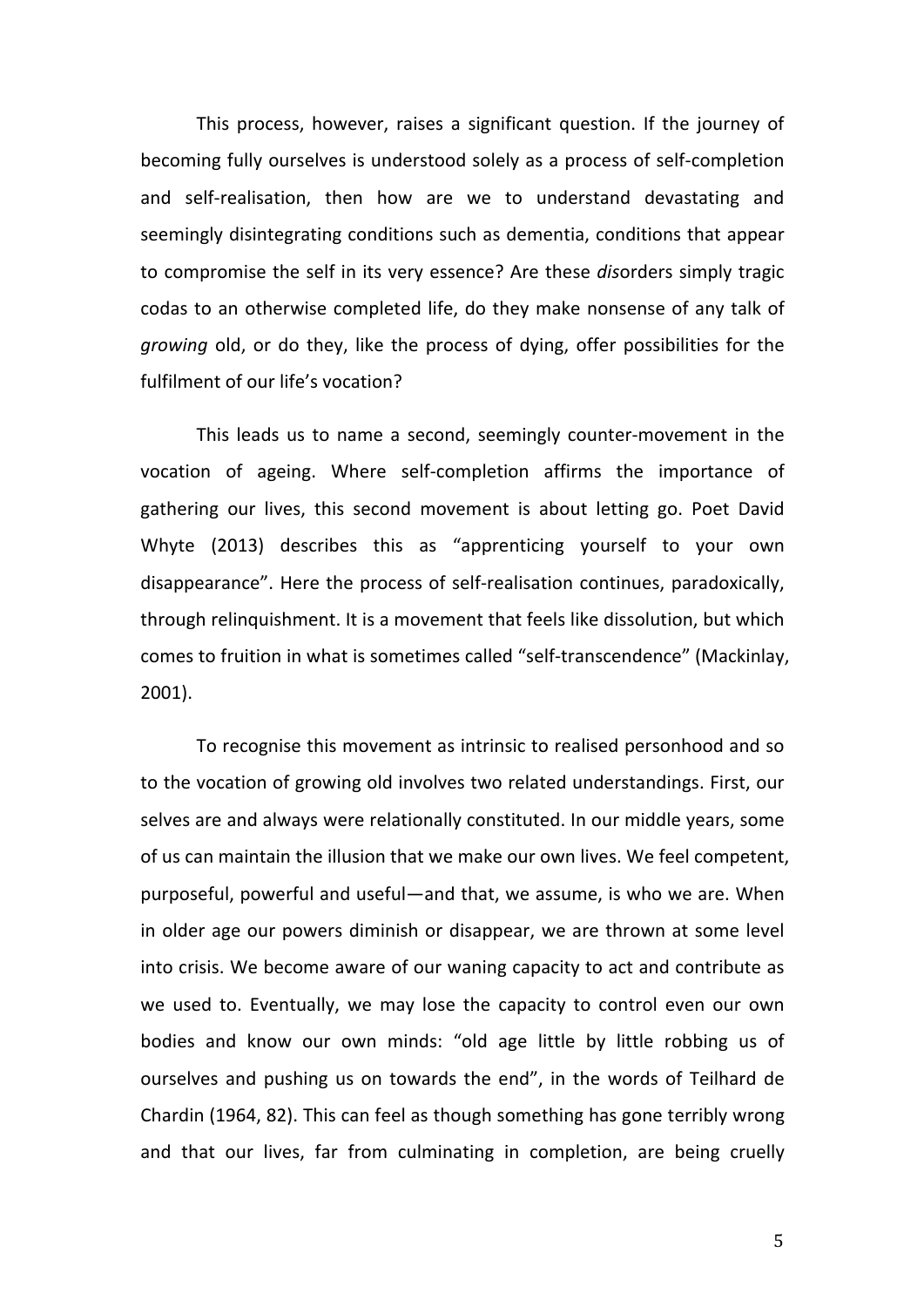This process, however, raises a significant question. If the journey of becoming fully ourselves is understood solely as a process of self-completion and self-realisation, then how are we to understand devastating and seemingly disintegrating conditions such as dementia, conditions that appear to compromise the self in its very essence? Are these *dis*orders simply tragic codas to an otherwise completed life, do they make nonsense of any talk of *growing* old, or do they, like the process of dying, offer possibilities for the fulfilment of our life's vocation?

This leads us to name a second, seemingly counter-movement in the vocation of ageing. Where self-completion affirms the importance of gathering our lives, this second movement is about letting go. Poet David Whyte (2013) describes this as "apprenticing yourself to your own disappearance". Here the process of self-realisation continues, paradoxically, through relinquishment. It is a movement that feels like dissolution, but which comes to fruition in what is sometimes called "self-transcendence" (Mackinlay, 2001).

To recognise this movement as intrinsic to realised personhood and so to the vocation of growing old involves two related understandings. First, our selves are and always were relationally constituted. In our middle years, some of us can maintain the illusion that we make our own lives. We feel competent, purposeful, powerful and useful—and that, we assume, is who we are. When in older age our powers diminish or disappear, we are thrown at some level into crisis. We become aware of our waning capacity to act and contribute as we used to. Eventually, we may lose the capacity to control even our own bodies and know our own minds: "old age little by little robbing us of ourselves and pushing us on towards the end", in the words of Teilhard de Chardin (1964, 82). This can feel as though something has gone terribly wrong and that our lives, far from culminating in completion, are being cruelly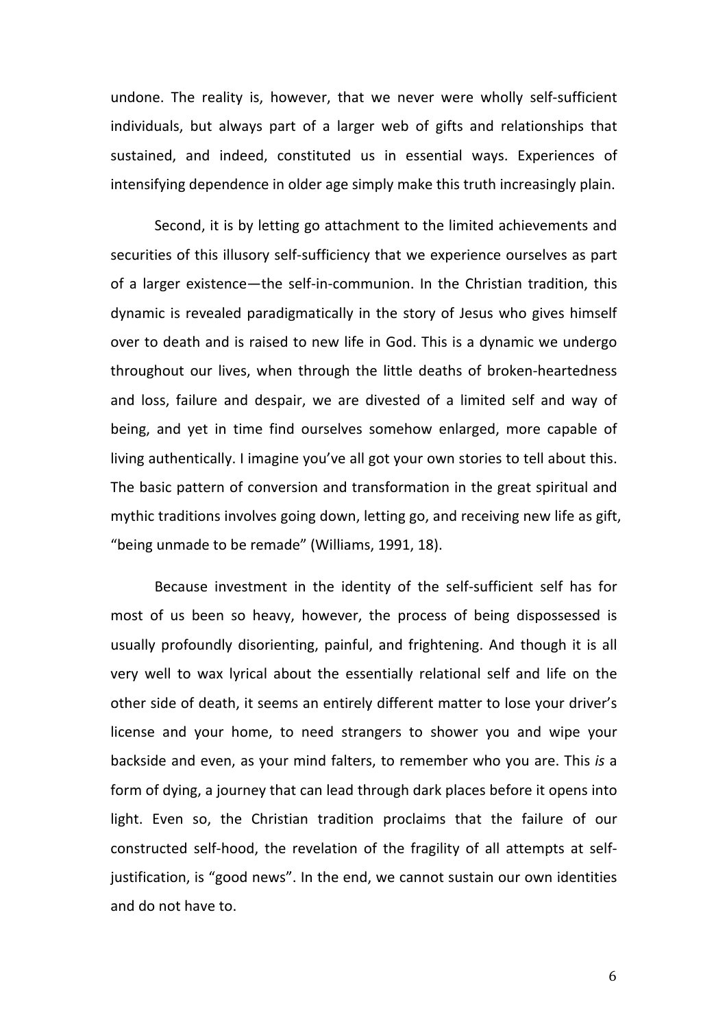undone. The reality is, however, that we never were wholly self-sufficient individuals, but always part of a larger web of gifts and relationships that sustained, and indeed, constituted us in essential ways. Experiences of intensifying dependence in older age simply make this truth increasingly plain.

Second, it is by letting go attachment to the limited achievements and securities of this illusory self-sufficiency that we experience ourselves as part of a larger existence—the self-in-communion. In the Christian tradition, this dynamic is revealed paradigmatically in the story of Jesus who gives himself over to death and is raised to new life in God. This is a dynamic we undergo throughout our lives, when through the little deaths of broken-heartedness and loss, failure and despair, we are divested of a limited self and way of being, and yet in time find ourselves somehow enlarged, more capable of living authentically. I imagine you've all got your own stories to tell about this. The basic pattern of conversion and transformation in the great spiritual and mythic traditions involves going down, letting go, and receiving new life as gift, "being unmade to be remade" (Williams, 1991, 18).

Because investment in the identity of the self-sufficient self has for most of us been so heavy, however, the process of being dispossessed is usually profoundly disorienting, painful, and frightening. And though it is all very well to wax lyrical about the essentially relational self and life on the other side of death, it seems an entirely different matter to lose your driver's license and your home, to need strangers to shower you and wipe your backside and even, as your mind falters, to remember who you are. This *is* a form of dying, a journey that can lead through dark places before it opens into light. Even so, the Christian tradition proclaims that the failure of our constructed self-hood, the revelation of the fragility of all attempts at self-justification, is "good news". In the end, we cannot sustain our own identities and do not have to.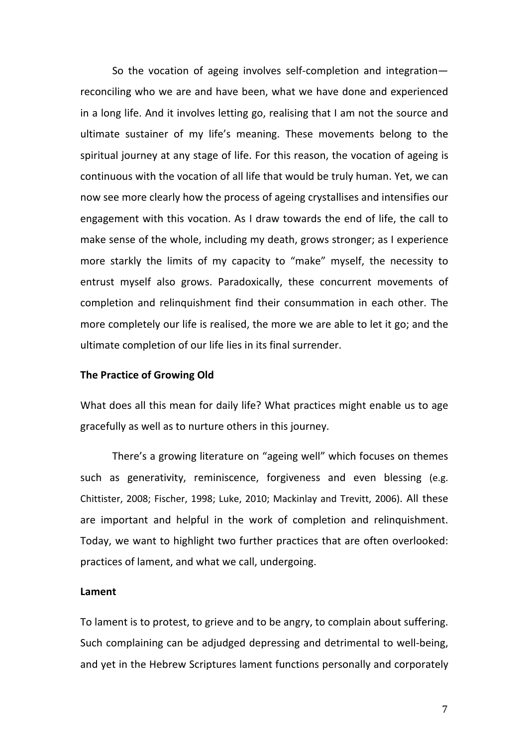So the vocation of ageing involves self-completion and integration—reconciling who we are and have been, what we have done and experienced in a long life. And it involves letting go, realising that I am not the source and ultimate sustainer of my life's meaning. These movements belong to the spiritual journey at any stage of life. For this reason, the vocation of ageing is continuous with the vocation of all life that would be truly human. Yet, we can now see more clearly how the process of ageing crystallises and intensifies our engagement with this vocation. As I draw towards the end of life, the call to make sense of the whole, including my death, grows stronger; as I experience more starkly the limits of my capacity to "make" myself, the necessity to entrust myself also grows. Paradoxically, these concurrent movements of completion and relinquishment find their consummation in each other. The more completely our life is realised, the more we are able to let it go; and the ultimate completion of our life lies in its final surrender.

**The Practice of Growing Old**

What does all this mean for daily life? What practices might enable us to age gracefully as well as to nurture others in this journey.

There's a growing literature on "ageing well" which focuses on themes such as generativity, reminiscence, forgiveness and even blessing (e.g. Chittister, 2008; Fischer, 1998; Luke, 2010; Mackinlay and Trevitt, 2006). All these are important and helpful in the work of completion and relinquishment. Today, we want to highlight two further practices that are often overlooked: practices of lament, and what we call, undergoing.

**Lament**

To lament is to protest, to grieve and to be angry, to complain about suffering. Such complaining can be adjudged depressing and detrimental to well-being, and yet in the Hebrew Scriptures lament functions personally and corporately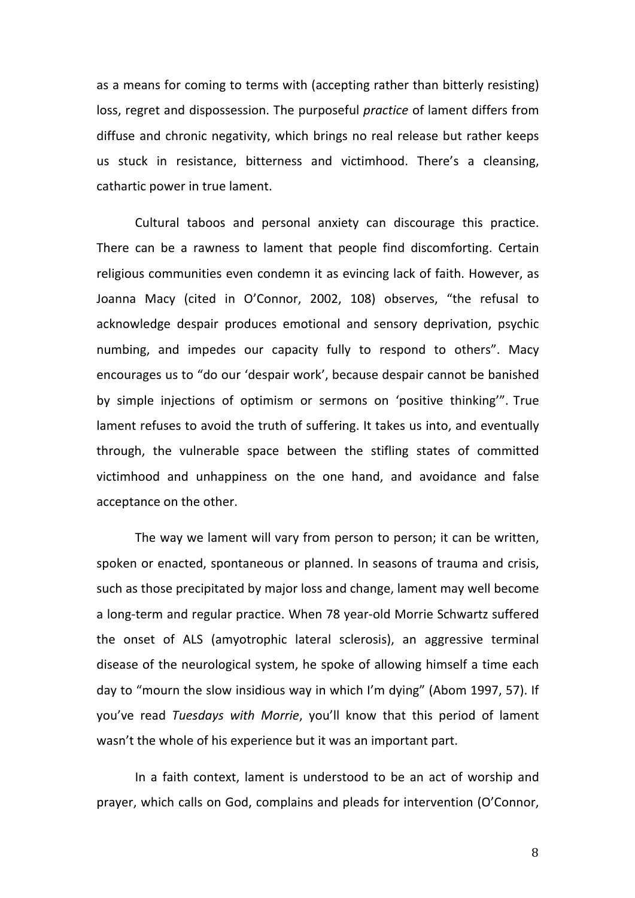as a means for coming to terms with (accepting rather than bitterly resisting) loss, regret and dispossession. The purposeful *practice* of lament differs from diffuse and chronic negativity, which brings no real release but rather keeps us stuck in resistance, bitterness and victimhood. There's a cleansing, cathartic power in true lament.

Cultural taboos and personal anxiety can discourage this practice. There can be a rawness to lament that people find discomforting. Certain religious communities even condemn it as evincing lack of faith. However, as Joanna Macy (cited in O'Connor, 2002, 108) observes, "the refusal to acknowledge despair produces emotional and sensory deprivation, psychic numbing, and impedes our capacity fully to respond to others". Macy encourages us to "do our 'despair work', because despair cannot be banished by simple injections of optimism or sermons on 'positive thinking'". True lament refuses to avoid the truth of suffering. It takes us into, and eventually through, the vulnerable space between the stifling states of committed victimhood and unhappiness on the one hand, and avoidance and false acceptance on the other.

The way we lament will vary from person to person; it can be written, spoken or enacted, spontaneous or planned. In seasons of trauma and crisis, such as those precipitated by major loss and change, lament may well become a long-term and regular practice. When 78 year-old Morrie Schwartz suffered the onset of ALS (amyotrophic lateral sclerosis), an aggressive terminal disease of the neurological system, he spoke of allowing himself a time each day to "mourn the slow insidious way in which I'm dying" (Abom 1997, 57). If you've read *Tuesdays with Morrie*, you'll know that this period of lament wasn't the whole of his experience but it was an important part.

In a faith context, lament is understood to be an act of worship and prayer, which calls on God, complains and pleads for intervention (O'Connor,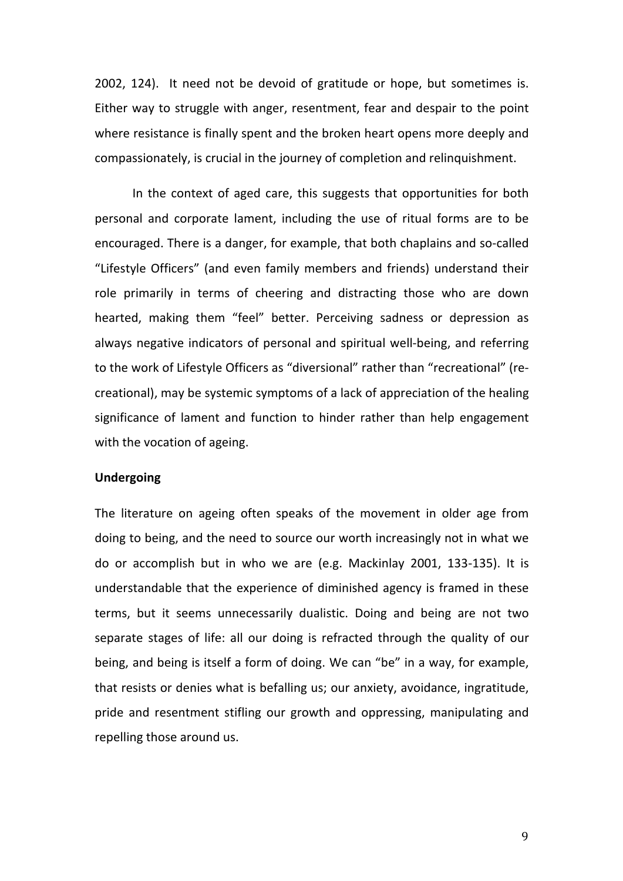2002, 124). It need not be devoid of gratitude or hope, but sometimes is. Either way to struggle with anger, resentment, fear and despair to the point where resistance is finally spent and the broken heart opens more deeply and compassionately, is crucial in the journey of completion and relinquishment.

In the context of aged care, this suggests that opportunities for both personal and corporate lament, including the use of ritual forms are to be encouraged. There is a danger, for example, that both chaplains and so-called "Lifestyle Officers" (and even family members and friends) understand their role primarily in terms of cheering and distracting those who are down hearted, making them "feel" better. Perceiving sadness or depression as always negative indicators of personal and spiritual well-being, and referring to the work of Lifestyle Officers as "diversional" rather than "recreational" (re-creational), may be systemic symptoms of a lack of appreciation of the healing significance of lament and function to hinder rather than help engagement with the vocation of ageing.

**Undergoing**

The literature on ageing often speaks of the movement in older age from doing to being, and the need to source our worth increasingly not in what we do or accomplish but in who we are (e.g. Mackinlay 2001, 133-135). It is understandable that the experience of diminished agency is framed in these terms, but it seems unnecessarily dualistic. Doing and being are not two separate stages of life: all our doing is refracted through the quality of our being, and being is itself a form of doing. We can "be" in a way, for example, that resists or denies what is befalling us; our anxiety, avoidance, ingratitude, pride and resentment stifling our growth and oppressing, manipulating and repelling those around us.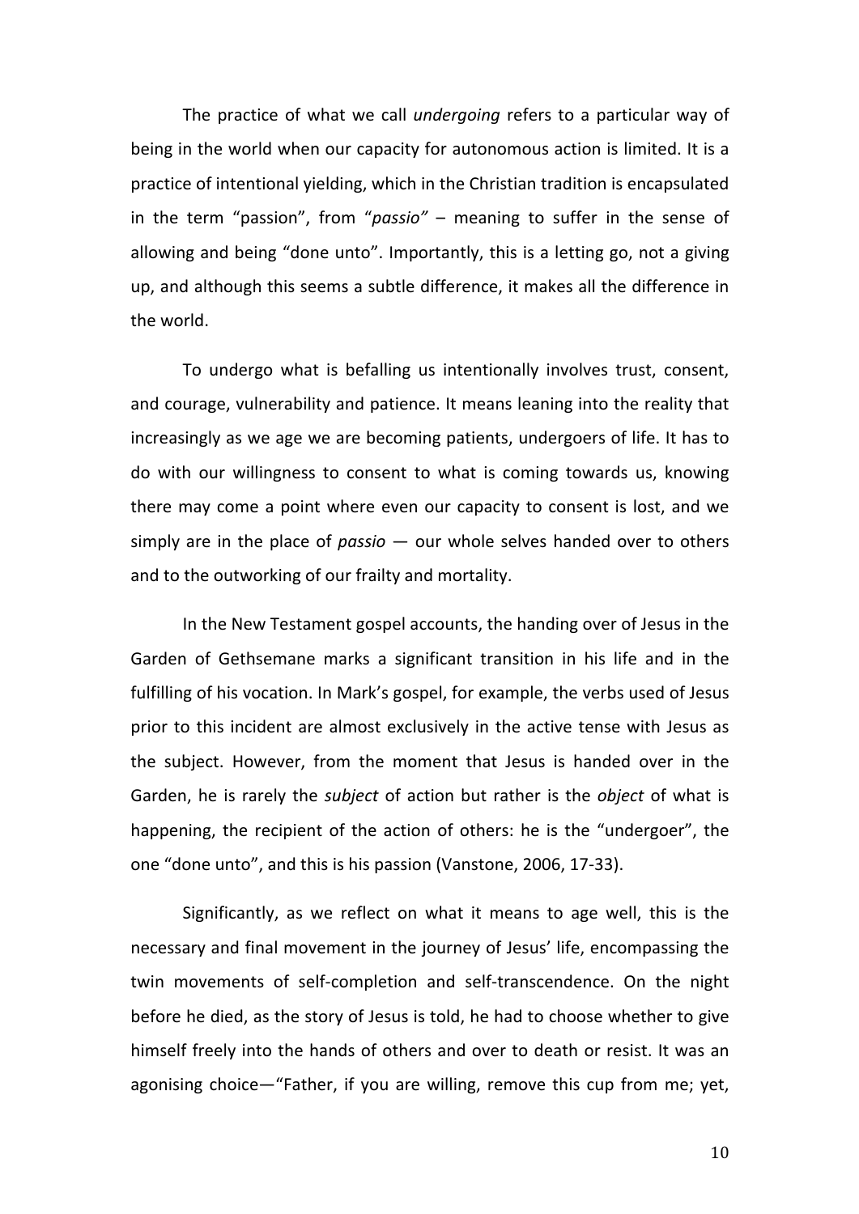The practice of what we call *undergoing* refers to a particular way of being in the world when our capacity for autonomous action is limited. It is a practice of intentional yielding, which in the Christian tradition is encapsulated in the term "passion", from "*passio"* – meaning to suffer in the sense of allowing and being "done unto". Importantly, this is a letting go, not a giving up, and although this seems a subtle difference, it makes all the difference in the world.

To undergo what is befalling us intentionally involves trust, consent, and courage, vulnerability and patience. It means leaning into the reality that increasingly as we age we are becoming patients, undergoers of life. It has to do with our willingness to consent to what is coming towards us, knowing there may come a point where even our capacity to consent is lost, and we simply are in the place of *passio* — our whole selves handed over to others and to the outworking of our frailty and mortality.

In the New Testament gospel accounts, the handing over of Jesus in the Garden of Gethsemane marks a significant transition in his life and in the fulfilling of his vocation. In Mark's gospel, for example, the verbs used of Jesus prior to this incident are almost exclusively in the active tense with Jesus as the subject. However, from the moment that Jesus is handed over in the Garden, he is rarely the *subject* of action but rather is the *object* of what is happening, the recipient of the action of others: he is the "undergoer", the one "done unto", and this is his passion (Vanstone, 2006, 17-33).

Significantly, as we reflect on what it means to age well, this is the necessary and final movement in the journey of Jesus' life, encompassing the twin movements of self-completion and self-transcendence. On the night before he died, as the story of Jesus is told, he had to choose whether to give himself freely into the hands of others and over to death or resist. It was an agonising choice—"Father, if you are willing, remove this cup from me; yet,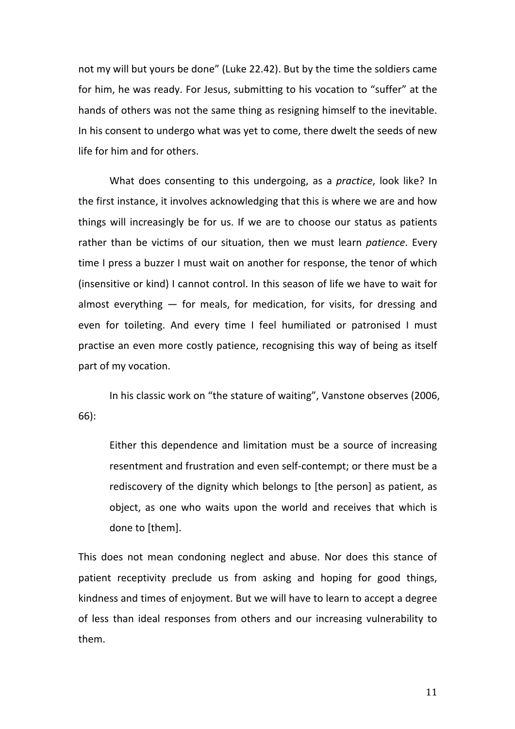not my will but yours be done" (Luke 22.42). But by the time the soldiers came for him, he was ready. For Jesus, submitting to his vocation to "suffer" at the hands of others was not the same thing as resigning himself to the inevitable. In his consent to undergo what was yet to come, there dwelt the seeds of new life for him and for others.

What does consenting to this undergoing, as a *practice*, look like? In the first instance, it involves acknowledging that this is where we are and how things will increasingly be for us. If we are to choose our status as patients rather than be victims of our situation, then we must learn *patience*. Every time I press a buzzer I must wait on another for response, the tenor of which (insensitive or kind) I cannot control. In this season of life we have to wait for almost everything — for meals, for medication, for visits, for dressing and even for toileting. And every time I feel humiliated or patronised I must practise an even more costly patience, recognising this way of being as itself part of my vocation.

In his classic work on "the stature of waiting", Vanstone observes (2006, 66):

> Either this dependence and limitation must be a source of increasing resentment and frustration and even self-contempt; or there must be a rediscovery of the dignity which belongs to [the person] as patient, as object, as one who waits upon the world and receives that which is done to [them].

This does not mean condoning neglect and abuse. Nor does this stance of patient receptivity preclude us from asking and hoping for good things, kindness and times of enjoyment. But we will have to learn to accept a degree of less than ideal responses from others and our increasing vulnerability to them.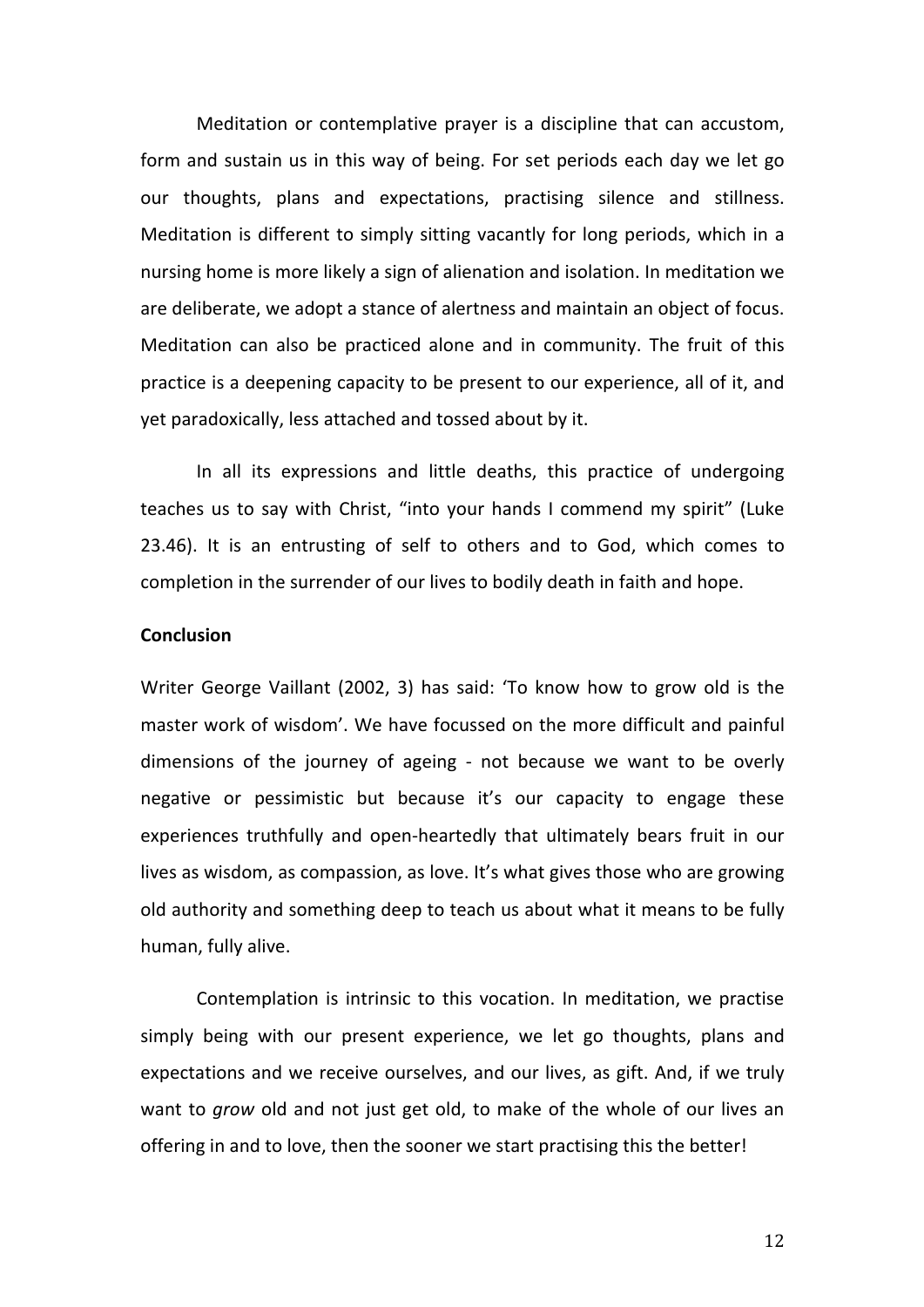Meditation or contemplative prayer is a discipline that can accustom, form and sustain us in this way of being. For set periods each day we let go our thoughts, plans and expectations, practising silence and stillness. Meditation is different to simply sitting vacantly for long periods, which in a nursing home is more likely a sign of alienation and isolation. In meditation we are deliberate, we adopt a stance of alertness and maintain an object of focus. Meditation can also be practiced alone and in community. The fruit of this practice is a deepening capacity to be present to our experience, all of it, and yet paradoxically, less attached and tossed about by it.

In all its expressions and little deaths, this practice of undergoing teaches us to say with Christ, "into your hands I commend my spirit" (Luke 23.46). It is an entrusting of self to others and to God, which comes to completion in the surrender of our lives to bodily death in faith and hope.

**Conclusion**

Writer George Vaillant (2002, 3) has said: 'To know how to grow old is the master work of wisdom'. We have focussed on the more difficult and painful dimensions of the journey of ageing - not because we want to be overly negative or pessimistic but because it's our capacity to engage these experiences truthfully and open-heartedly that ultimately bears fruit in our lives as wisdom, as compassion, as love. It's what gives those who are growing old authority and something deep to teach us about what it means to be fully human, fully alive.

Contemplation is intrinsic to this vocation. In meditation, we practise simply being with our present experience, we let go thoughts, plans and expectations and we receive ourselves, and our lives, as gift. And, if we truly want to *grow* old and not just get old, to make of the whole of our lives an offering in and to love, then the sooner we start practising this the better!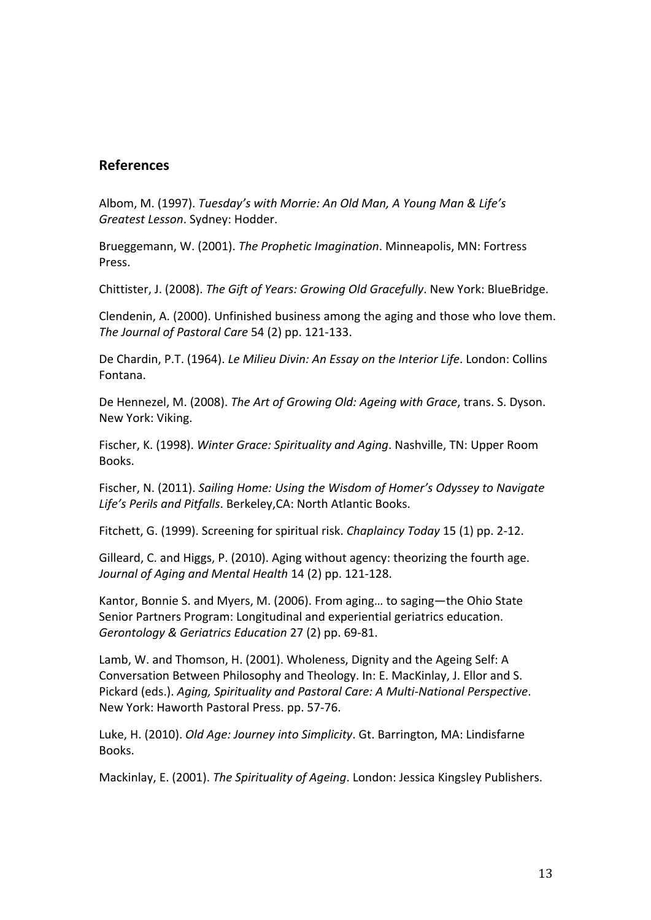## References

Albom, M. (1997). *Tuesday's with Morrie: An Old Man, A Young Man & Life's Greatest Lesson*. Sydney: Hodder.

Brueggemann, W. (2001). *The Prophetic Imagination*. Minneapolis, MN: Fortress Press.

Chittister, J. (2008). *The Gift of Years: Growing Old Gracefully*. New York: BlueBridge.

Clendenin, A. (2000). Unfinished business among the aging and those who love them. *The Journal of Pastoral Care* 54 (2) pp. 121-133.

De Chardin, P.T. (1964). *Le Milieu Divin: An Essay on the Interior Life*. London: Collins Fontana.

De Hennezel, M. (2008). *The Art of Growing Old: Ageing with Grace*, trans. S. Dyson. New York: Viking.

Fischer, K. (1998). *Winter Grace: Spirituality and Aging*. Nashville, TN: Upper Room Books.

Fischer, N. (2011). *Sailing Home: Using the Wisdom of Homer's Odyssey to Navigate Life's Perils and Pitfalls*. Berkeley,CA: North Atlantic Books.

Fitchett, G. (1999). Screening for spiritual risk. *Chaplaincy Today* 15 (1) pp. 2-12.

Gilleard, C. and Higgs, P. (2010). Aging without agency: theorizing the fourth age. *Journal of Aging and Mental Health* 14 (2) pp. 121-128.

Kantor, Bonnie S. and Myers, M. (2006). From aging… to saging—the Ohio State Senior Partners Program: Longitudinal and experiential geriatrics education. *Gerontology & Geriatrics Education* 27 (2) pp. 69-81.

Lamb, W. and Thomson, H. (2001). Wholeness, Dignity and the Ageing Self: A Conversation Between Philosophy and Theology. In: E. MacKinlay, J. Ellor and S. Pickard (eds.). *Aging, Spirituality and Pastoral Care: A Multi-National Perspective*. New York: Haworth Pastoral Press. pp. 57-76.

Luke, H. (2010). *Old Age: Journey into Simplicity*. Gt. Barrington, MA: Lindisfarne Books.

Mackinlay, E. (2001). *The Spirituality of Ageing*. London: Jessica Kingsley Publishers.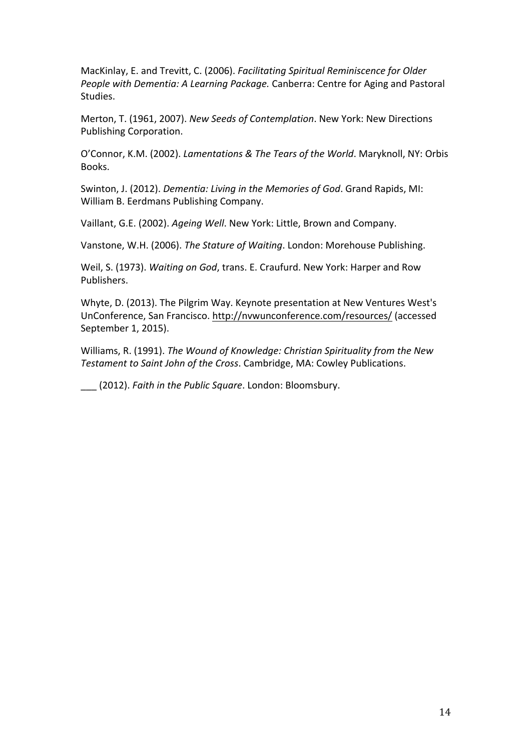MacKinlay, E. and Trevitt, C. (2006). *Facilitating Spiritual Reminiscence for Older People with Dementia: A Learning Package.* Canberra: Centre for Aging and Pastoral Studies.

Merton, T. (1961, 2007). *New Seeds of Contemplation*. New York: New Directions Publishing Corporation.

O'Connor, K.M. (2002). *Lamentations & The Tears of the World*. Maryknoll, NY: Orbis Books.

Swinton, J. (2012). *Dementia: Living in the Memories of God*. Grand Rapids, MI: William B. Eerdmans Publishing Company.

Vaillant, G.E. (2002). *Ageing Well*. New York: Little, Brown and Company.

Vanstone, W.H. (2006). *The Stature of Waiting*. London: Morehouse Publishing.

Weil, S. (1973). *Waiting on God*, trans. E. Craufurd. New York: Harper and Row Publishers.

Whyte, D. (2013). The Pilgrim Way. Keynote presentation at New Ventures West's UnConference, San Francisco. http://nvwunconference.com/resources/ (accessed September 1, 2015).

Williams, R. (1991). *The Wound of Knowledge: Christian Spirituality from the New Testament to Saint John of the Cross*. Cambridge, MA: Cowley Publications.

___ (2012). *Faith in the Public Square*. London: Bloomsbury.